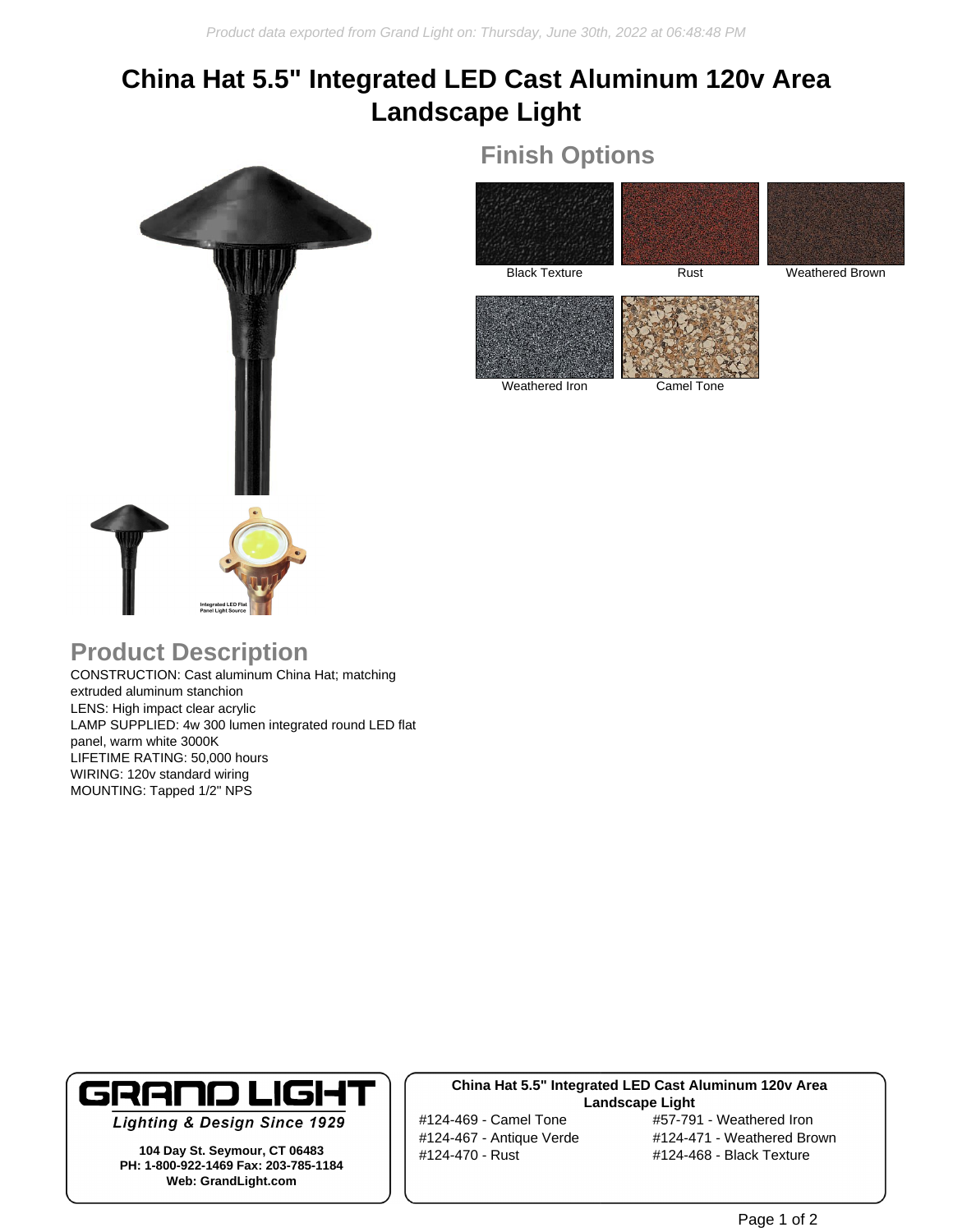Product data exported from Grand Light on: Thursday, June 30th, 2022 at 06:48:48 PM

# China Hat 5.5" Integrated LED Cast Aluminum 120v Area Landscape Light

## Finish Options

Black Texture

Rust

Weathered Brown

Weathered Iron

Camel Tone

Integrated LED Flat Panel Light Source

## Product Description

CONSTRUCTION: Cast aluminum China Hat; matching extruded aluminum stanchion
LENS: High impact clear acrylic
LAMP SUPPLIED: 4w 300 lumen integrated round LED flat panel, warm white 3000K
LIFETIME RATING: 50,000 hours
WIRING: 120v standard wiring
MOUNTING: Tapped 1/2" NPS

**GRAND LIGHT**

*Lighting & Design Since 1929*

**104 Day St. Seymour, CT 06483**
**PH: 1-800-922-1469 Fax: 203-785-1184**
**Web: GrandLight.com**

**China Hat 5.5" Integrated LED Cast Aluminum 120v Area Landscape Light**

#124-469 - Camel Tone
#124-467 - Antique Verde
#124-470 - Rust
#57-791 - Weathered Iron
#124-471 - Weathered Brown
#124-468 - Black Texture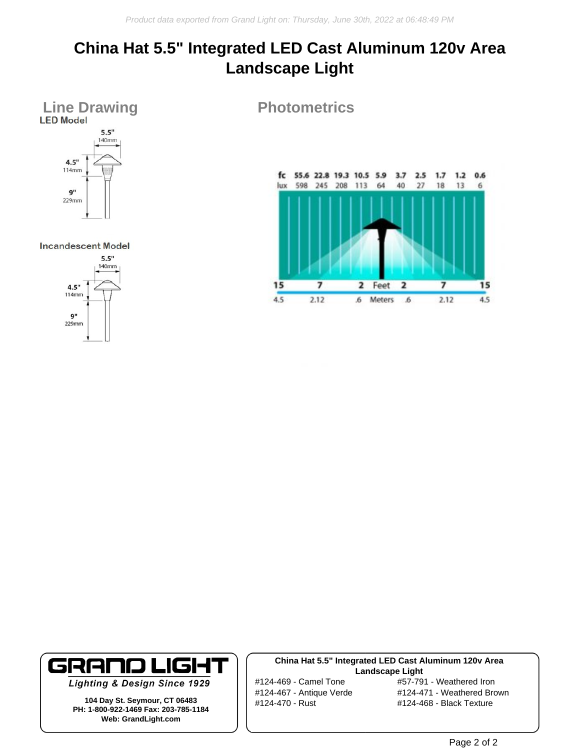# China Hat 5.5" Integrated LED Cast Aluminum 120v Area Landscape Light

## Line Drawing

LED Model

5.5"
140mm

4.5"
114mm

9"
229mm

Incandescent Model

5.5"
140mm

4.5"
114mm

9"
229mm

## Photometrics

fc 55.6 22.8 19.3 10.5 5.9 3.7 2.5 1.7 1.2 0.6

lux 598 245 208 113 64 40 27 18 13 6

15 7 2 Feet 2 7 15

4.5 2.12 .6 Meters .6 2.12 4.5

**GRAND LIGHT**

*Lighting & Design Since 1929*

**104 Day St. Seymour, CT 06483**
**PH: 1-800-922-1469 Fax: 203-785-1184**
**Web: GrandLight.com**

**China Hat 5.5" Integrated LED Cast Aluminum 120v Area Landscape Light**

| | |
|---|---|
| #124-469 - Camel Tone | #57-791 - Weathered Iron |
| #124-467 - Antique Verde | #124-471 - Weathered Brown |
| #124-470 - Rust | #124-468 - Black Texture |